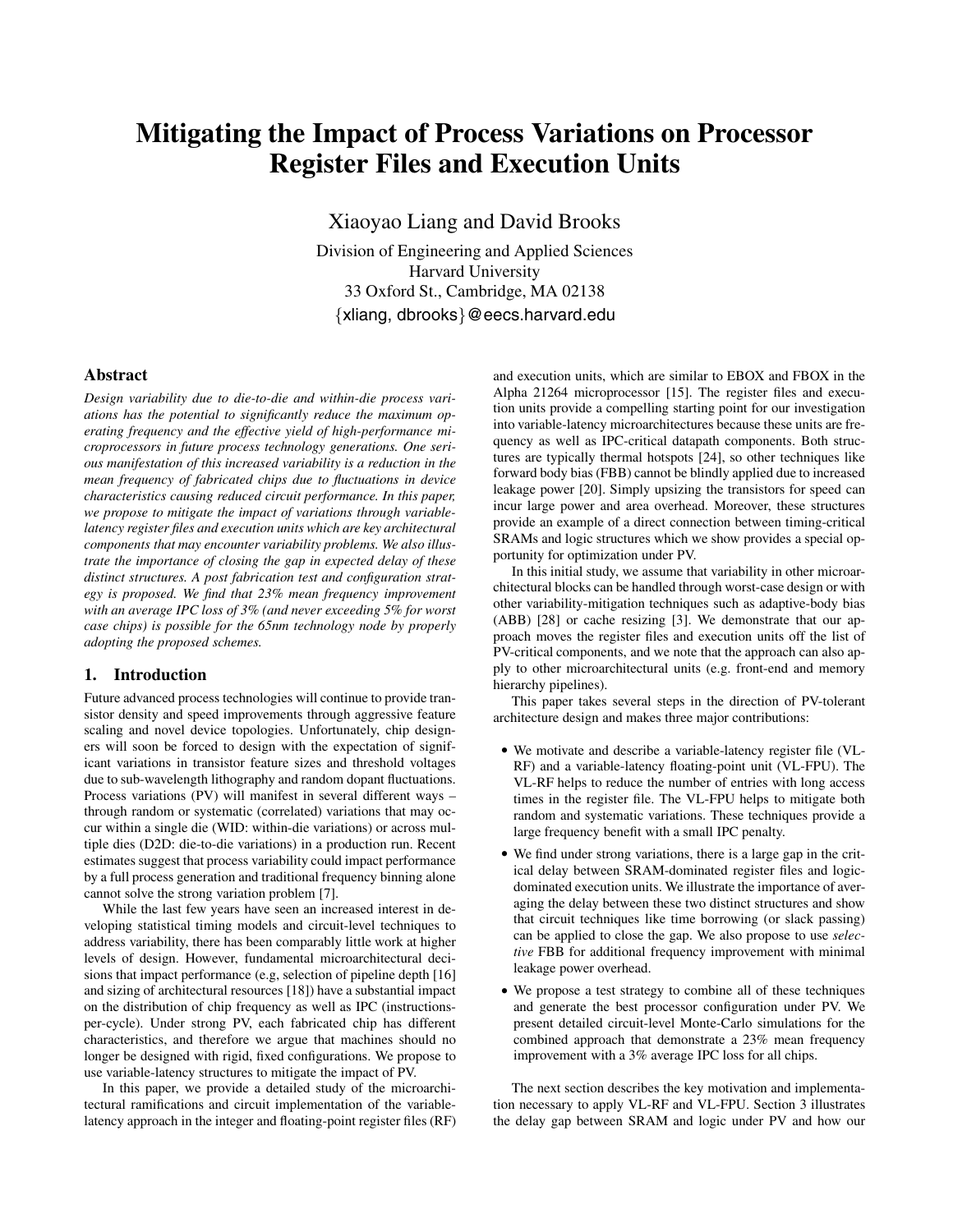# Mitigating the Impact of Process Variations on Processor Register Files and Execution Units

Xiaoyao Liang and David Brooks

Division of Engineering and Applied Sciences
Harvard University
33 Oxford St., Cambridge, MA 02138
{xliang, dbrooks}@eecs.harvard.edu

## Abstract

*Design variability due to die-to-die and within-die process variations has the potential to significantly reduce the maximum operating frequency and the effective yield of high-performance microprocessors in future process technology generations. One serious manifestation of this increased variability is a reduction in the mean frequency of fabricated chips due to fluctuations in device characteristics causing reduced circuit performance. In this paper, we propose to mitigate the impact of variations through variable-latency register files and execution units which are key architectural components that may encounter variability problems. We also illustrate the importance of closing the gap in expected delay of these distinct structures. A post fabrication test and configuration strategy is proposed. We find that 23% mean frequency improvement with an average IPC loss of 3% (and never exceeding 5% for worst case chips) is possible for the 65nm technology node by properly adopting the proposed schemes.*

## 1. Introduction

Future advanced process technologies will continue to provide transistor density and speed improvements through aggressive feature scaling and novel device topologies. Unfortunately, chip designers will soon be forced to design with the expectation of significant variations in transistor feature sizes and threshold voltages due to sub-wavelength lithography and random dopant fluctuations. Process variations (PV) will manifest in several different ways – through random or systematic (correlated) variations that may occur within a single die (WID: within-die variations) or across multiple dies (D2D: die-to-die variations) in a production run. Recent estimates suggest that process variability could impact performance by a full process generation and traditional frequency binning alone cannot solve the strong variation problem [7].

While the last few years have seen an increased interest in developing statistical timing models and circuit-level techniques to address variability, there has been comparably little work at higher levels of design. However, fundamental microarchitectural decisions that impact performance (e.g, selection of pipeline depth [16] and sizing of architectural resources [18]) have a substantial impact on the distribution of chip frequency as well as IPC (instructions-per-cycle). Under strong PV, each fabricated chip has different characteristics, and therefore we argue that machines should no longer be designed with rigid, fixed configurations. We propose to use variable-latency structures to mitigate the impact of PV.

In this paper, we provide a detailed study of the microarchitectural ramifications and circuit implementation of the variable-latency approach in the integer and floating-point register files (RF) and execution units, which are similar to EBOX and FBOX in the Alpha 21264 microprocessor [15]. The register files and execution units provide a compelling starting point for our investigation into variable-latency microarchitectures because these units are frequency as well as IPC-critical datapath components. Both structures are typically thermal hotspots [24], so other techniques like forward body bias (FBB) cannot be blindly applied due to increased leakage power [20]. Simply upsizing the transistors for speed can incur large power and area overhead. Moreover, these structures provide an example of a direct connection between timing-critical SRAMs and logic structures which we show provides a special opportunity for optimization under PV.

In this initial study, we assume that variability in other microarchitectural blocks can be handled through worst-case design or with other variability-mitigation techniques such as adaptive-body bias (ABB) [28] or cache resizing [3]. We demonstrate that our approach moves the register files and execution units off the list of PV-critical components, and we note that the approach can also apply to other microarchitectural units (e.g. front-end and memory hierarchy pipelines).

This paper takes several steps in the direction of PV-tolerant architecture design and makes three major contributions:

- We motivate and describe a variable-latency register file (VL-RF) and a variable-latency floating-point unit (VL-FPU). The VL-RF helps to reduce the number of entries with long access times in the register file. The VL-FPU helps to mitigate both random and systematic variations. These techniques provide a large frequency benefit with a small IPC penalty.
- We find under strong variations, there is a large gap in the critical delay between SRAM-dominated register files and logic-dominated execution units. We illustrate the importance of averaging the delay between these two distinct structures and show that circuit techniques like time borrowing (or slack passing) can be applied to close the gap. We also propose to use *selective* FBB for additional frequency improvement with minimal leakage power overhead.
- We propose a test strategy to combine all of these techniques and generate the best processor configuration under PV. We present detailed circuit-level Monte-Carlo simulations for the combined approach that demonstrate a 23% mean frequency improvement with a 3% average IPC loss for all chips.

The next section describes the key motivation and implementation necessary to apply VL-RF and VL-FPU. Section 3 illustrates the delay gap between SRAM and logic under PV and how our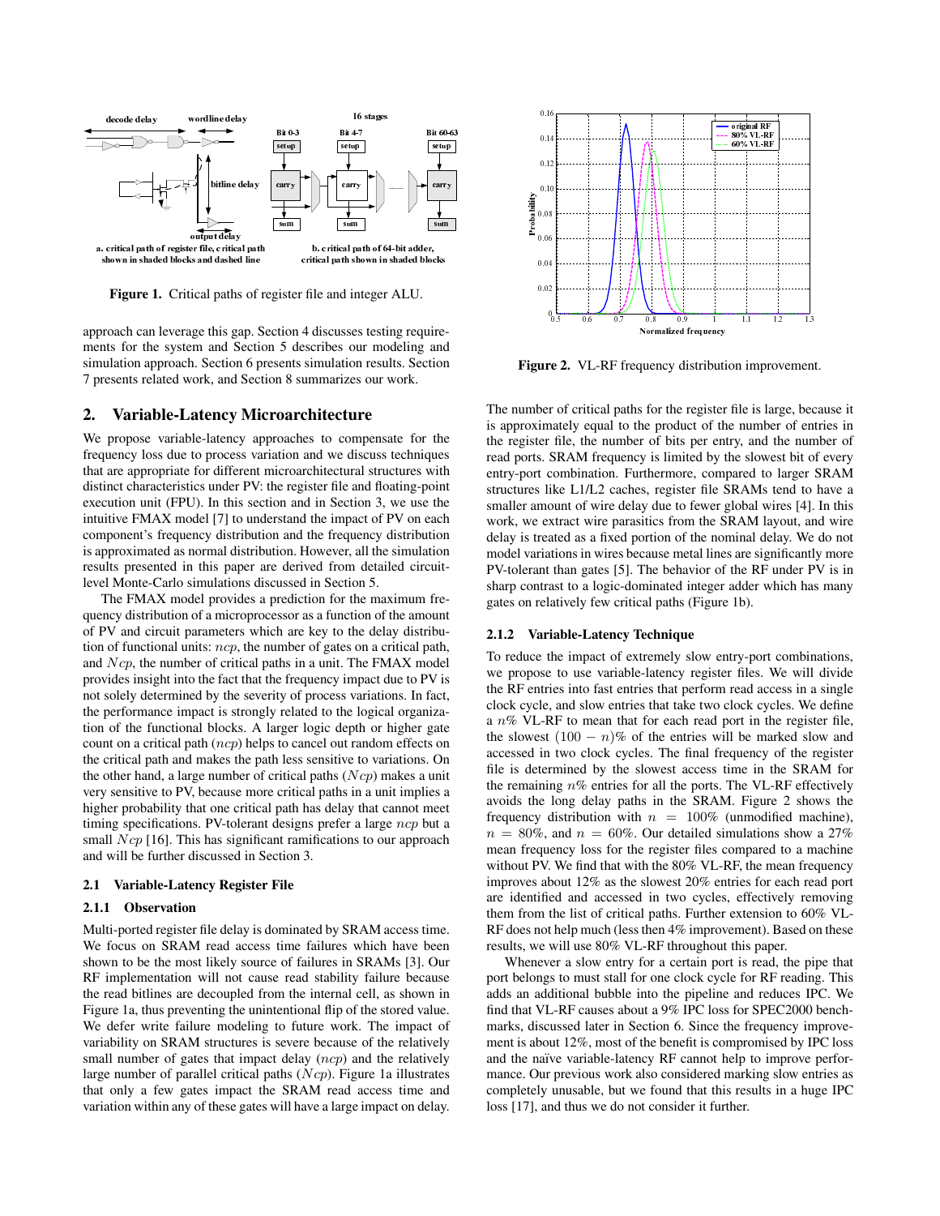Figure 1. Critical paths of register file and integer ALU.

approach can leverage this gap. Section 4 discusses testing requirements for the system and Section 5 describes our modeling and simulation approach. Section 6 presents simulation results. Section 7 presents related work, and Section 8 summarizes our work.

## 2. Variable-Latency Microarchitecture

We propose variable-latency approaches to compensate for the frequency loss due to process variation and we discuss techniques that are appropriate for different microarchitectural structures with distinct characteristics under PV: the register file and floating-point execution unit (FPU). In this section and in Section 3, we use the intuitive FMAX model [7] to understand the impact of PV on each component's frequency distribution and the frequency distribution is approximated as normal distribution. However, all the simulation results presented in this paper are derived from detailed circuit-level Monte-Carlo simulations discussed in Section 5.

The FMAX model provides a prediction for the maximum frequency distribution of a microprocessor as a function of the amount of PV and circuit parameters which are key to the delay distribution of functional units: $ncp$, the number of gates on a critical path, and $Ncp$, the number of critical paths in a unit. The FMAX model provides insight into the fact that the frequency impact due to PV is not solely determined by the severity of process variations. In fact, the performance impact is strongly related to the logical organization of the functional blocks. A larger logic depth or higher gate count on a critical path ($ncp$) helps to cancel out random effects on the critical path and makes the path less sensitive to variations. On the other hand, a large number of critical paths ($Ncp$) makes a unit very sensitive to PV, because more critical paths in a unit implies a higher probability that one critical path has delay that cannot meet timing specifications. PV-tolerant designs prefer a large $ncp$ but a small $Ncp$ [16]. This has significant ramifications to our approach and will be further discussed in Section 3.

### 2.1 Variable-Latency Register File

#### 2.1.1 Observation

Multi-ported register file delay is dominated by SRAM access time. We focus on SRAM read access time failures which have been shown to be the most likely source of failures in SRAMs [3]. Our RF implementation will not cause read stability failure because the read bitlines are decoupled from the internal cell, as shown in Figure 1a, thus preventing the unintentional flip of the stored value. We defer write failure modeling to future work. The impact of variability on SRAM structures is severe because of the relatively small number of gates that impact delay ($ncp$) and the relatively large number of parallel critical paths ($Ncp$). Figure 1a illustrates that only a few gates impact the SRAM read access time and variation within any of these gates will have a large impact on delay.

Figure 2. VL-RF frequency distribution improvement.

The number of critical paths for the register file is large, because it is approximately equal to the product of the number of entries in the register file, the number of bits per entry, and the number of read ports. SRAM frequency is limited by the slowest bit of every entry-port combination. Furthermore, compared to larger SRAM structures like L1/L2 caches, register file SRAMs tend to have a smaller amount of wire delay due to fewer global wires [4]. In this work, we extract wire parasitics from the SRAM layout, and wire delay is treated as a fixed portion of the nominal delay. We do not model variations in wires because metal lines are significantly more PV-tolerant than gates [5]. The behavior of the RF under PV is in sharp contrast to a logic-dominated integer adder which has many gates on relatively few critical paths (Figure 1b).

#### 2.1.2 Variable-Latency Technique

To reduce the impact of extremely slow entry-port combinations, we propose to use variable-latency register files. We will divide the RF entries into fast entries that perform read access in a single clock cycle, and slow entries that take two clock cycles. We define a $n$% VL-RF to mean that for each read port in the register file, the slowest $(100 - n)$% of the entries will be marked slow and accessed in two clock cycles. The final frequency of the register file is determined by the slowest access time in the SRAM for the remaining $n$% entries for all the ports. The VL-RF effectively avoids the long delay paths in the SRAM. Figure 2 shows the frequency distribution with $n = 100$% (unmodified machine), $n = 80$%, and $n = 60$%. Our detailed simulations show a 27% mean frequency loss for the register files compared to a machine without PV. We find that with the 80% VL-RF, the mean frequency improves about 12% as the slowest 20% entries for each read port are identified and accessed in two cycles, effectively removing them from the list of critical paths. Further extension to 60% VL-RF does not help much (less then 4% improvement). Based on these results, we will use 80% VL-RF throughout this paper.

Whenever a slow entry for a certain port is read, the pipe that port belongs to must stall for one clock cycle for RF reading. This adds an additional bubble into the pipeline and reduces IPC. We find that VL-RF causes about a 9% IPC loss for SPEC2000 benchmarks, discussed later in Section 6. Since the frequency improvement is about 12%, most of the benefit is compromised by IPC loss and the naïve variable-latency RF cannot help to improve performance. Our previous work also considered marking slow entries as completely unusable, but we found that this results in a huge IPC loss [17], and thus we do not consider it further.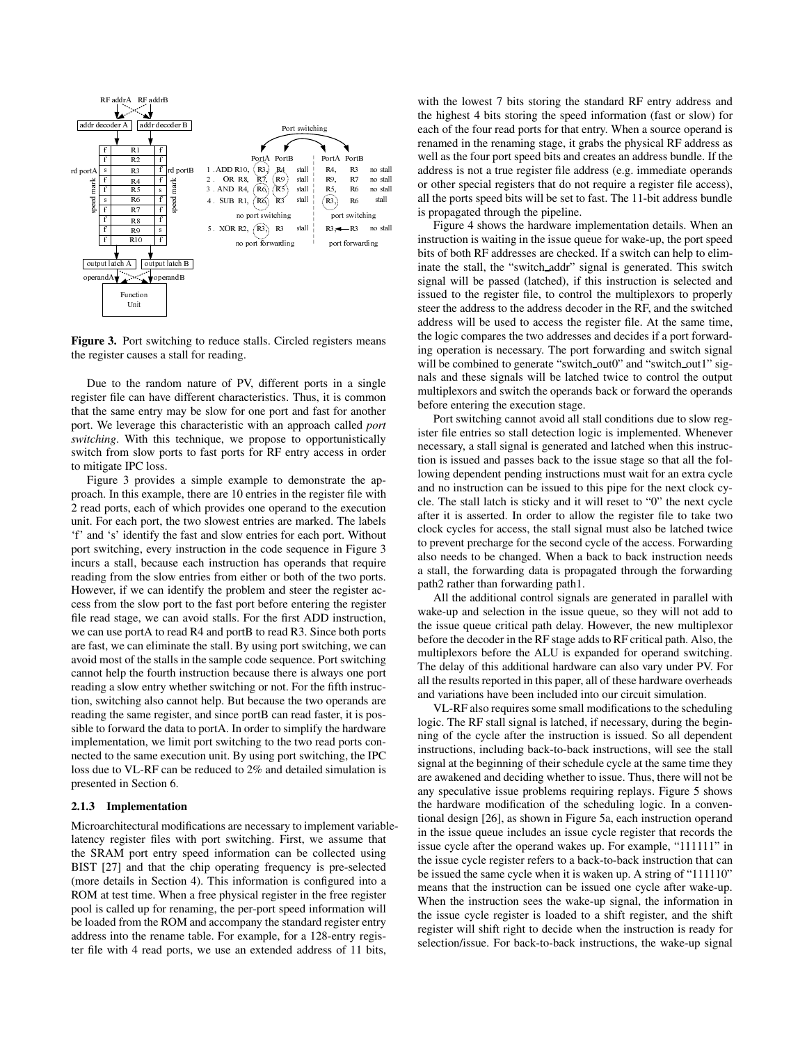**Figure 3.** Port switching to reduce stalls. Circled registers means the register causes a stall for reading.

Due to the random nature of PV, different ports in a single register file can have different characteristics. Thus, it is common that the same entry may be slow for one port and fast for another port. We leverage this characteristic with an approach called *port switching*. With this technique, we propose to opportunistically switch from slow ports to fast ports for RF entry access in order to mitigate IPC loss.

Figure 3 provides a simple example to demonstrate the approach. In this example, there are 10 entries in the register file with 2 read ports, each of which provides one operand to the execution unit. For each port, the two slowest entries are marked. The labels 'f' and 's' identify the fast and slow entries for each port. Without port switching, every instruction in the code sequence in Figure 3 incurs a stall, because each instruction has operands that require reading from the slow entries from either or both of the two ports. However, if we can identify the problem and steer the register access from the slow port to the fast port before entering the register file read stage, we can avoid stalls. For the first ADD instruction, we can use portA to read R4 and portB to read R3. Since both ports are fast, we can eliminate the stall. By using port switching, we can avoid most of the stalls in the sample code sequence. Port switching cannot help the fourth instruction because there is always one port reading a slow entry whether switching or not. For the fifth instruction, switching also cannot help. But because the two operands are reading the same register, and since portB can read faster, it is possible to forward the data to portA. In order to simplify the hardware implementation, we limit port switching to the two read ports connected to the same execution unit. By using port switching, the IPC loss due to VL-RF can be reduced to 2% and detailed simulation is presented in Section 6.

### 2.1.3 Implementation

Microarchitectural modifications are necessary to implement variable-latency register files with port switching. First, we assume that the SRAM port entry speed information can be collected using BIST [27] and that the chip operating frequency is pre-selected (more details in Section 4). This information is configured into a ROM at test time. When a free physical register in the free register pool is called up for renaming, the per-port speed information will be loaded from the ROM and accompany the standard register entry address into the rename table. For example, for a 128-entry register file with 4 read ports, we use an extended address of 11 bits, with the lowest 7 bits storing the standard RF entry address and the highest 4 bits storing the speed information (fast or slow) for each of the four read ports for that entry. When a source operand is renamed in the renaming stage, it grabs the physical RF address as well as the four port speed bits and creates an address bundle. If the address is not a true register file address (e.g. immediate operands or other special registers that do not require a register file access), all the ports speed bits will be set to fast. The 11-bit address bundle is propagated through the pipeline.

Figure 4 shows the hardware implementation details. When an instruction is waiting in the issue queue for wake-up, the port speed bits of both RF addresses are checked. If a switch can help to eliminate the stall, the "switch_addr" signal is generated. This switch signal will be passed (latched), if this instruction is selected and issued to the register file, to control the multiplexors to properly steer the address to the address decoder in the RF, and the switched address will be used to access the register file. At the same time, the logic compares the two addresses and decides if a port forwarding operation is necessary. The port forwarding and switch signal will be combined to generate "switch_out0" and "switch_out1" signals and these signals will be latched twice to control the output multiplexors and switch the operands back or forward the operands before entering the execution stage.

Port switching cannot avoid all stall conditions due to slow register file entries so stall detection logic is implemented. Whenever necessary, a stall signal is generated and latched when this instruction is issued and passes back to the issue stage so that all the following dependent pending instructions must wait for an extra cycle and no instruction can be issued to this pipe for the next clock cycle. The stall latch is sticky and it will reset to "0" the next cycle after it is asserted. In order to allow the register file to take two clock cycles for access, the stall signal must also be latched twice to prevent precharge for the second cycle of the access. Forwarding also needs to be changed. When a back to back instruction needs a stall, the forwarding data is propagated through the forwarding path2 rather than forwarding path1.

All the additional control signals are generated in parallel with wake-up and selection in the issue queue, so they will not add to the issue queue critical path delay. However, the new multiplexor before the decoder in the RF stage adds to RF critical path. Also, the multiplexors before the ALU is expanded for operand switching. The delay of this additional hardware can also vary under PV. For all the results reported in this paper, all of these hardware overheads and variations have been included into our circuit simulation.

VL-RF also requires some small modifications to the scheduling logic. The RF stall signal is latched, if necessary, during the beginning of the cycle after the instruction is issued. So all dependent instructions, including back-to-back instructions, will see the stall signal at the beginning of their schedule cycle at the same time they are awakened and deciding whether to issue. Thus, there will not be any speculative issue problems requiring replays. Figure 5 shows the hardware modification of the scheduling logic. In a conventional design [26], as shown in Figure 5a, each instruction operand in the issue queue includes an issue cycle register that records the issue cycle after the operand wakes up. For example, "111111" in the issue cycle register refers to a back-to-back instruction that can be issued the same cycle when it is waken up. A string of "111110" means that the instruction can be issued one cycle after wake-up. When the instruction sees the wake-up signal, the information in the issue cycle register is loaded to a shift register, and the shift register will shift right to decide when the instruction is ready for selection/issue. For back-to-back instructions, the wake-up signal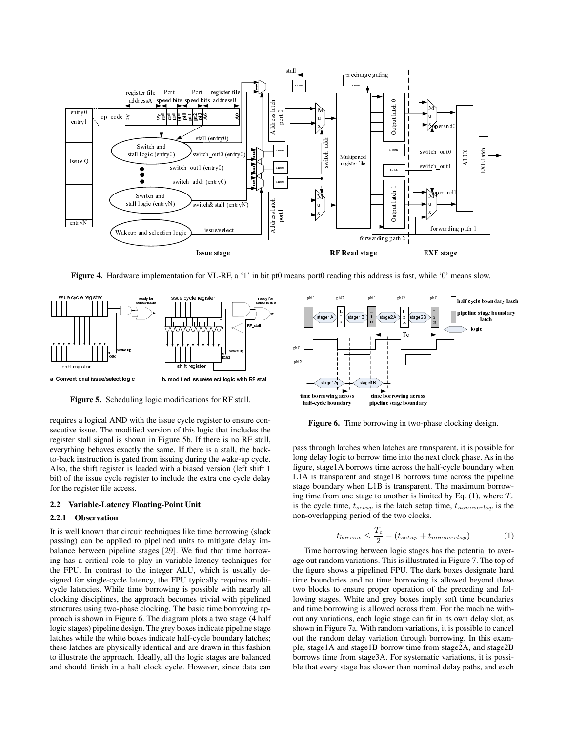**Figure 4.** Hardware implementation for VL-RF, a '1' in bit pt0 means port0 reading this address is fast, while '0' means slow.

**Figure 5.** Scheduling logic modifications for RF stall.

**Figure 6.** Time borrowing in two-phase clocking design.

requires a logical AND with the issue cycle register to ensure consecutive issue. The modified version of this logic that includes the register stall signal is shown in Figure 5b. If there is no RF stall, everything behaves exactly the same. If there is a stall, the back-to-back instruction is gated from issuing during the wake-up cycle. Also, the shift register is loaded with a biased version (left shift 1 bit) of the issue cycle register to include the extra one cycle delay for the register file access.

### 2.2 Variable-Latency Floating-Point Unit

#### 2.2.1 Observation

It is well known that circuit techniques like time borrowing (slack passing) can be applied to pipelined units to mitigate delay imbalance between pipeline stages [29]. We find that time borrowing has a critical role to play in variable-latency techniques for the FPU. In contrast to the integer ALU, which is usually designed for single-cycle latency, the FPU typically requires multi-cycle latencies. While time borrowing is possible with nearly all clocking disciplines, the approach becomes trivial with pipelined structures using two-phase clocking. The basic time borrowing approach is shown in Figure 6. The diagram plots a two stage (4 half logic stages) pipeline design. The grey boxes indicate pipeline stage latches while the white boxes indicate half-cycle boundary latches; these latches are physically identical and are drawn in this fashion to illustrate the approach. Ideally, all the logic stages are balanced and should finish in a half clock cycle. However, since data can pass through latches when latches are transparent, it is possible for long delay logic to borrow time into the next clock phase. As in the figure, stage1A borrows time across the half-cycle boundary when L1A is transparent and stage1B borrows time across the pipeline stage boundary when L1B is transparent. The maximum borrowing time from one stage to another is limited by Eq. (1), where $T_c$ is the cycle time, $t_{setup}$ is the latch setup time, $t_{nonoverlap}$ is the non-overlapping period of the two clocks.

$$t_{borrow} \leq \frac{T_c}{2} - (t_{setup} + t_{nonoverlap}) \qquad (1)$$

Time borrowing between logic stages has the potential to average out random variations. This is illustrated in Figure 7. The top of the figure shows a pipelined FPU. The dark boxes designate hard time boundaries and no time borrowing is allowed beyond these two blocks to ensure proper operation of the preceding and following stages. White and grey boxes imply soft time boundaries and time borrowing is allowed across them. For the machine without any variations, each logic stage can fit in its own delay slot, as shown in Figure 7a. With random variations, it is possible to cancel out the random delay variation through borrowing. In this example, stage1A and stage1B borrow time from stage2A, and stage2B borrows time from stage3A. For systematic variations, it is possible that every stage has slower than nominal delay paths, and each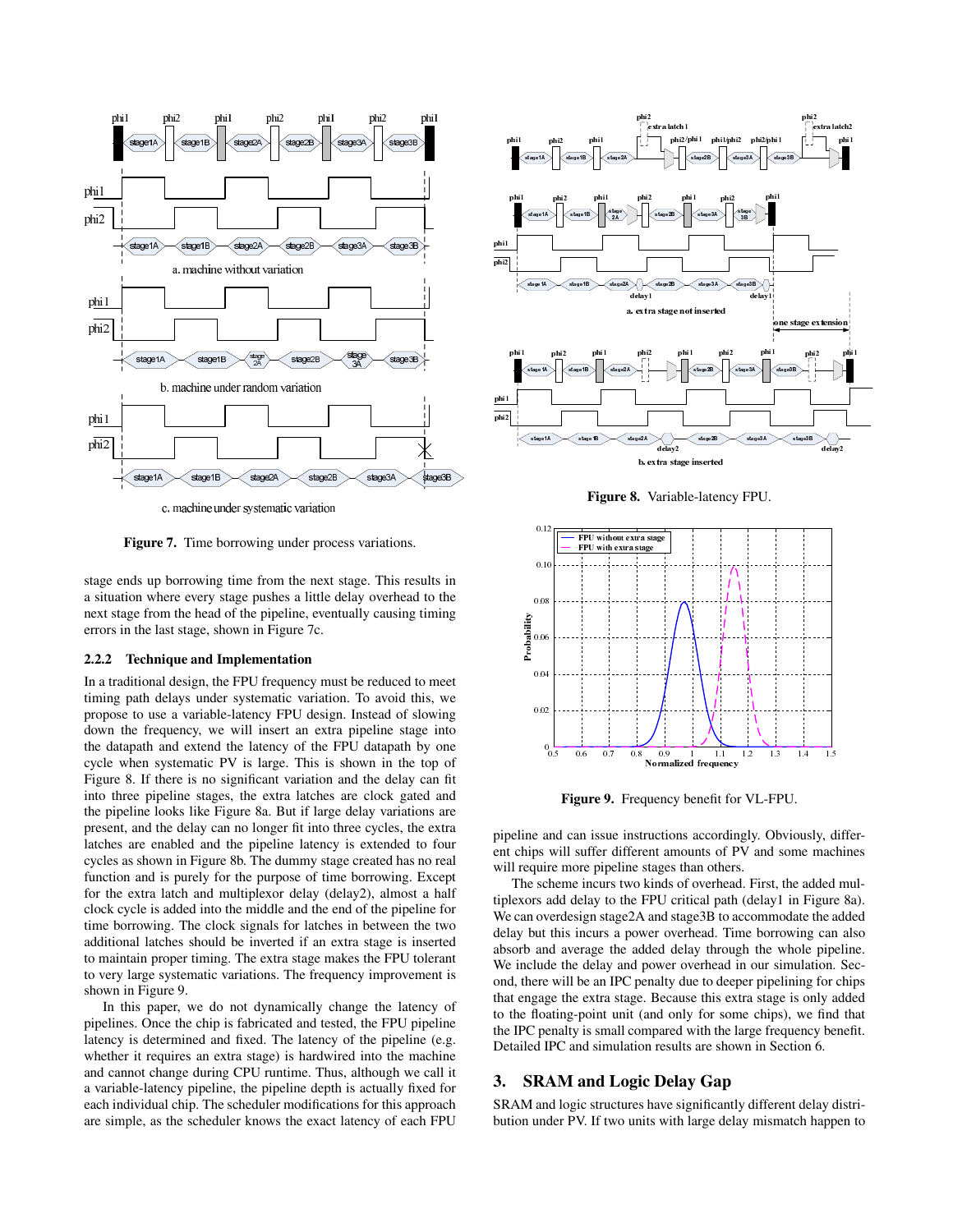Figure 7. Time borrowing under process variations.

stage ends up borrowing time from the next stage. This results in a situation where every stage pushes a little delay overhead to the next stage from the head of the pipeline, eventually causing timing errors in the last stage, shown in Figure 7c.

### 2.2.2 Technique and Implementation

In a traditional design, the FPU frequency must be reduced to meet timing path delays under systematic variation. To avoid this, we propose to use a variable-latency FPU design. Instead of slowing down the frequency, we will insert an extra pipeline stage into the datapath and extend the latency of the FPU datapath by one cycle when systematic PV is large. This is shown in the top of Figure 8. If there is no significant variation and the delay can fit into three pipeline stages, the extra latches are clock gated and the pipeline looks like Figure 8a. But if large delay variations are present, and the delay can no longer fit into three cycles, the extra latches are enabled and the pipeline latency is extended to four cycles as shown in Figure 8b. The dummy stage created has no real function and is purely for the purpose of time borrowing. Except for the extra latch and multiplexor delay (delay2), almost a half clock cycle is added into the middle and the end of the pipeline for time borrowing. The clock signals for latches in between the two additional latches should be inverted if an extra stage is inserted to maintain proper timing. The extra stage makes the FPU tolerant to very large systematic variations. The frequency improvement is shown in Figure 9.

In this paper, we do not dynamically change the latency of pipelines. Once the chip is fabricated and tested, the FPU pipeline latency is determined and fixed. The latency of the pipeline (e.g. whether it requires an extra stage) is hardwired into the machine and cannot change during CPU runtime. Thus, although we call it a variable-latency pipeline, the pipeline depth is actually fixed for each individual chip. The scheduler modifications for this approach are simple, as the scheduler knows the exact latency of each FPU pipeline and can issue instructions accordingly. Obviously, different chips will suffer different amounts of PV and some machines will require more pipeline stages than others.

Figure 8. Variable-latency FPU.

Figure 9. Frequency benefit for VL-FPU.

The scheme incurs two kinds of overhead. First, the added multiplexors add delay to the FPU critical path (delay1 in Figure 8a). We can overdesign stage2A and stage3B to accommodate the added delay but this incurs a power overhead. Time borrowing can also absorb and average the added delay through the whole pipeline. We include the delay and power overhead in our simulation. Second, there will be an IPC penalty due to deeper pipelining for chips that engage the extra stage. Because this extra stage is only added to the floating-point unit (and only for some chips), we find that the IPC penalty is small compared with the large frequency benefit. Detailed IPC and simulation results are shown in Section 6.

## 3. SRAM and Logic Delay Gap

SRAM and logic structures have significantly different delay distribution under PV. If two units with large delay mismatch happen to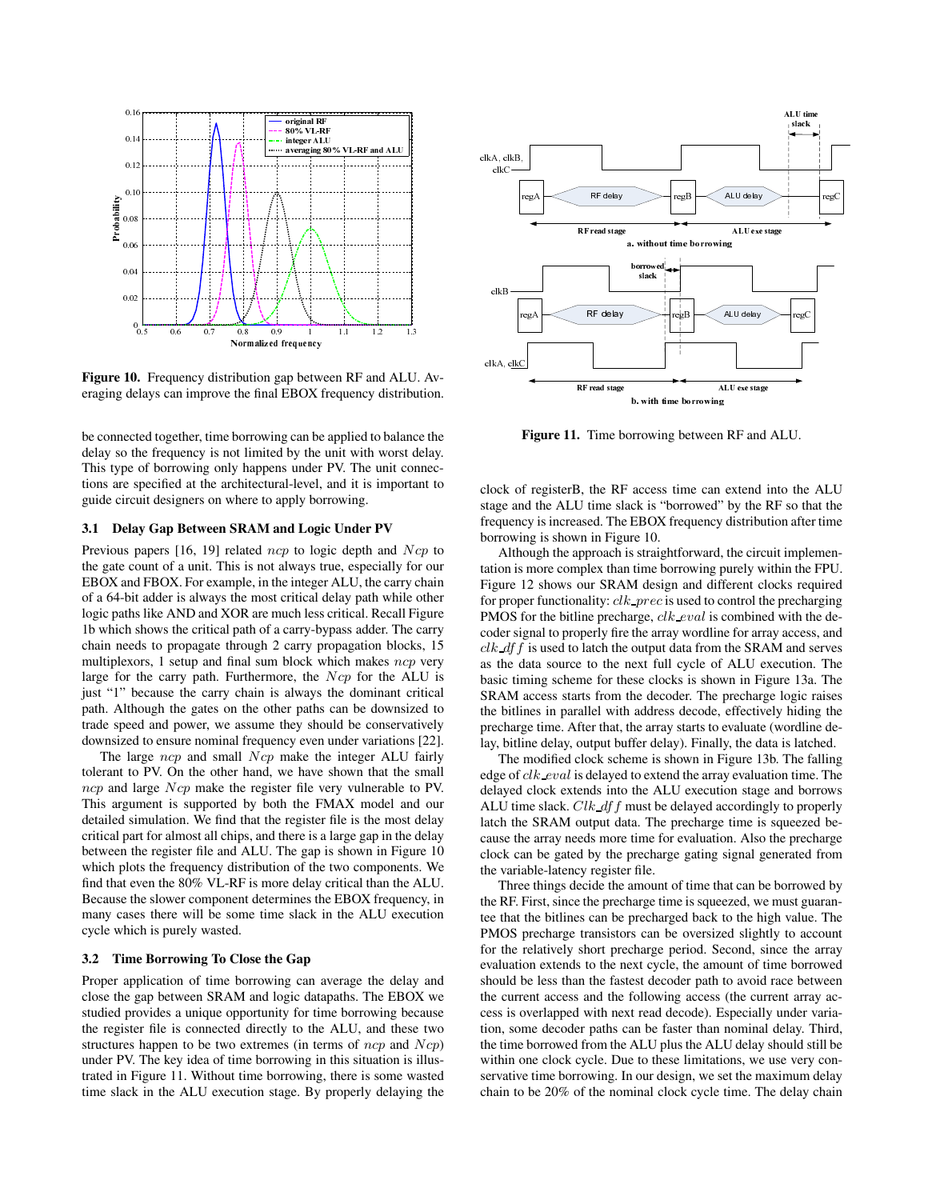Figure 10. Frequency distribution gap between RF and ALU. Averaging delays can improve the final EBOX frequency distribution.

be connected together, time borrowing can be applied to balance the delay so the frequency is not limited by the unit with worst delay. This type of borrowing only happens under PV. The unit connections are specified at the architectural-level, and it is important to guide circuit designers on where to apply borrowing.

### 3.1 Delay Gap Between SRAM and Logic Under PV

Previous papers [16, 19] related $ncp$ to logic depth and $Ncp$ to the gate count of a unit. This is not always true, especially for our EBOX and FBOX. For example, in the integer ALU, the carry chain of a 64-bit adder is always the most critical delay path while other logic paths like AND and XOR are much less critical. Recall Figure 1b which shows the critical path of a carry-bypass adder. The carry chain needs to propagate through 2 carry propagation blocks, 15 multiplexors, 1 setup and final sum block which makes $ncp$ very large for the carry path. Furthermore, the $Ncp$ for the ALU is just "1" because the carry chain is always the dominant critical path. Although the gates on the other paths can be downsized to trade speed and power, we assume they should be conservatively downsized to ensure nominal frequency even under variations [22].

The large $ncp$ and small $Ncp$ make the integer ALU fairly tolerant to PV. On the other hand, we have shown that the small $ncp$ and large $Ncp$ make the register file very vulnerable to PV. This argument is supported by both the FMAX model and our detailed simulation. We find that the register file is the most delay critical part for almost all chips, and there is a large gap in the delay between the register file and ALU. The gap is shown in Figure 10 which plots the frequency distribution of the two components. We find that even the 80% VL-RF is more delay critical than the ALU. Because the slower component determines the EBOX frequency, in many cases there will be some time slack in the ALU execution cycle which is purely wasted.

### 3.2 Time Borrowing To Close the Gap

Proper application of time borrowing can average the delay and close the gap between SRAM and logic datapaths. The EBOX we studied provides a unique opportunity for time borrowing because the register file is connected directly to the ALU, and these two structures happen to be two extremes (in terms of $ncp$ and $Ncp$) under PV. The key idea of time borrowing in this situation is illustrated in Figure 11. Without time borrowing, there is some wasted time slack in the ALU execution stage. By properly delaying the

Figure 11. Time borrowing between RF and ALU.

clock of registerB, the RF access time can extend into the ALU stage and the ALU time slack is "borrowed" by the RF so that the frequency is increased. The EBOX frequency distribution after time borrowing is shown in Figure 10.

Although the approach is straightforward, the circuit implementation is more complex than time borrowing purely within the FPU. Figure 12 shows our SRAM design and different clocks required for proper functionality: $clk\_prec$ is used to control the precharging PMOS for the bitline precharge, $clk\_eval$ is combined with the decoder signal to properly fire the array wordline for array access, and $clk\_dff$ is used to latch the output data from the SRAM and serves as the data source to the next full cycle of ALU execution. The basic timing scheme for these clocks is shown in Figure 13a. The SRAM access starts from the decoder. The precharge logic raises the bitlines in parallel with address decode, effectively hiding the precharge time. After that, the array starts to evaluate (wordline delay, bitline delay, output buffer delay). Finally, the data is latched.

The modified clock scheme is shown in Figure 13b. The falling edge of $clk\_eval$ is delayed to extend the array evaluation time. The delayed clock extends into the ALU execution stage and borrows ALU time slack. $Clk\_dff$ must be delayed accordingly to properly latch the SRAM output data. The precharge time is squeezed because the array needs more time for evaluation. Also the precharge clock can be gated by the precharge gating signal generated from the variable-latency register file.

Three things decide the amount of time that can be borrowed by the RF. First, since the precharge time is squeezed, we must guarantee that the bitlines can be precharged back to the high value. The PMOS precharge transistors can be oversized slightly to account for the relatively short precharge period. Second, since the array evaluation extends to the next cycle, the amount of time borrowed should be less than the fastest decoder path to avoid race between the current access and the following access (the current array access is overlapped with next read decode). Especially under variation, some decoder paths can be faster than nominal delay. Third, the time borrowed from the ALU plus the ALU delay should still be within one clock cycle. Due to these limitations, we use very conservative time borrowing. In our design, we set the maximum delay chain to be 20% of the nominal clock cycle time. The delay chain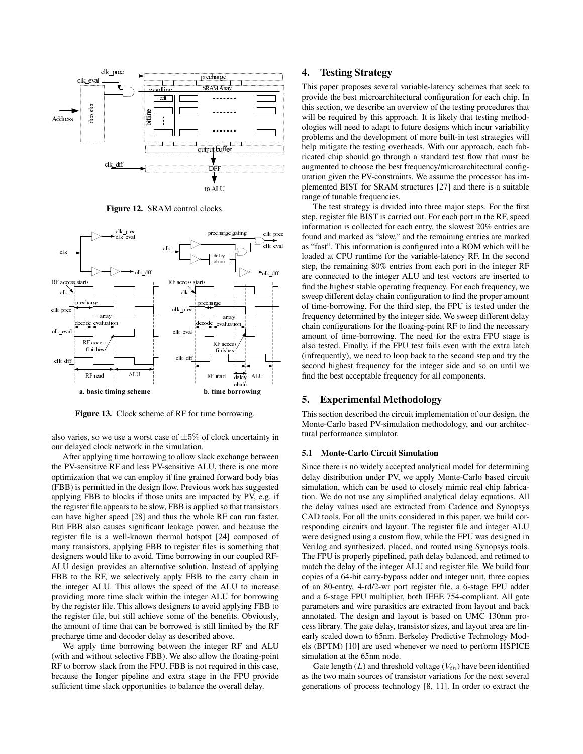Figure 12. SRAM control clocks.

Figure 13. Clock scheme of RF for time borrowing.

also varies, so we use a worst case of $\pm 5\%$ of clock uncertainty in our delayed clock network in the simulation.

After applying time borrowing to allow slack exchange between the PV-sensitive RF and less PV-sensitive ALU, there is one more optimization that we can employ if fine grained forward body bias (FBB) is permitted in the design flow. Previous work has suggested applying FBB to blocks if those units are impacted by PV, e.g. if the register file appears to be slow, FBB is applied so that transistors can have higher speed [28] and thus the whole RF can run faster. But FBB also causes significant leakage power, and because the register file is a well-known thermal hotspot [24] composed of many transistors, applying FBB to register files is something that designers would like to avoid. Time borrowing in our coupled RF-ALU design provides an alternative solution. Instead of applying FBB to the RF, we selectively apply FBB to the carry chain in the integer ALU. This allows the speed of the ALU to increase providing more time slack within the integer ALU for borrowing by the register file. This allows designers to avoid applying FBB to the register file, but still achieve some of the benefits. Obviously, the amount of time that can be borrowed is still limited by the RF precharge time and decoder delay as described above.

We apply time borrowing between the integer RF and ALU (with and without selective FBB). We also allow the floating-point RF to borrow slack from the FPU. FBB is not required in this case, because the longer pipeline and extra stage in the FPU provide sufficient time slack opportunities to balance the overall delay.

## 4. Testing Strategy

This paper proposes several variable-latency schemes that seek to provide the best microarchitectural configuration for each chip. In this section, we describe an overview of the testing procedures that will be required by this approach. It is likely that testing methodologies will need to adapt to future designs which incur variability problems and the development of more built-in test strategies will help mitigate the testing overheads. With our approach, each fabricated chip should go through a standard test flow that must be augmented to choose the best frequency/microarchitectural configuration given the PV-constraints. We assume the processor has implemented BIST for SRAM structures [27] and there is a suitable range of tunable frequencies.

The test strategy is divided into three major steps. For the first step, register file BIST is carried out. For each port in the RF, speed information is collected for each entry, the slowest 20% entries are found and marked as "slow," and the remaining entries are marked as "fast". This information is configured into a ROM which will be loaded at CPU runtime for the variable-latency RF. In the second step, the remaining 80% entries from each port in the integer RF are connected to the integer ALU and test vectors are inserted to find the highest stable operating frequency. For each frequency, we sweep different delay chain configuration to find the proper amount of time-borrowing. For the third step, the FPU is tested under the frequency determined by the integer side. We sweep different delay chain configurations for the floating-point RF to find the necessary amount of time-borrowing. The need for the extra FPU stage is also tested. Finally, if the FPU test fails even with the extra latch (infrequently), we need to loop back to the second step and try the second highest frequency for the integer side and so on until we find the best acceptable frequency for all components.

## 5. Experimental Methodology

This section described the circuit implementation of our design, the Monte-Carlo based PV-simulation methodology, and our architectural performance simulator.

### 5.1 Monte-Carlo Circuit Simulation

Since there is no widely accepted analytical model for determining delay distribution under PV, we apply Monte-Carlo based circuit simulation, which can be used to closely mimic real chip fabrication. We do not use any simplified analytical delay equations. All the delay values used are extracted from Cadence and Synopsys CAD tools. For all the units considered in this paper, we build corresponding circuits and layout. The register file and integer ALU were designed using a custom flow, while the FPU was designed in Verilog and synthesized, placed, and routed using Synopsys tools. The FPU is properly pipelined, path delay balanced, and retimed to match the delay of the integer ALU and register file. We build four copies of a 64-bit carry-bypass adder and integer unit, three copies of an 80-entry, 4-rd/2-wr port register file, a 6-stage FPU adder and a 6-stage FPU multiplier, both IEEE 754-compliant. All gate parameters and wire parasitics are extracted from layout and back annotated. The design and layout is based on UMC 130nm process library. The gate delay, transistor sizes, and layout area are linearly scaled down to 65nm. Berkeley Predictive Technology Models (BPTM) [10] are used whenever we need to perform HSPICE simulation at the 65nm node.

Gate length ($L$) and threshold voltage ($V_{th}$) have been identified as the two main sources of transistor variations for the next several generations of process technology [8, 11]. In order to extract the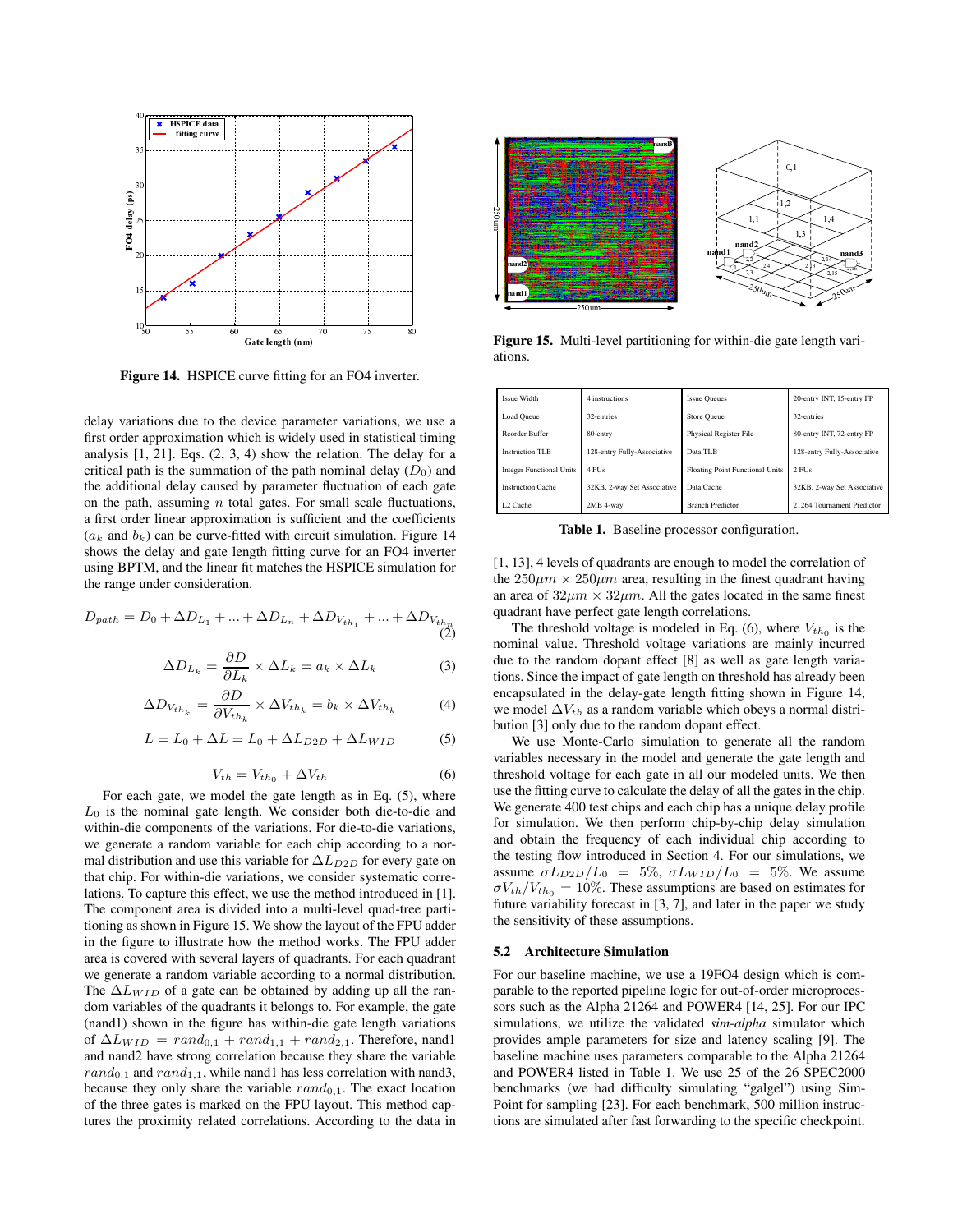**Figure 14.** HSPICE curve fitting for an FO4 inverter.

delay variations due to the device parameter variations, we use a first order approximation which is widely used in statistical timing analysis [1, 21]. Eqs. (2, 3, 4) show the relation. The delay for a critical path is the summation of the path nominal delay ($D_0$) and the additional delay caused by parameter fluctuation of each gate on the path, assuming $n$ total gates. For small scale fluctuations, a first order linear approximation is sufficient and the coefficients ($a_k$ and $b_k$) can be curve-fitted with circuit simulation. Figure 14 shows the delay and gate length fitting curve for an FO4 inverter using BPTM, and the linear fit matches the HSPICE simulation for the range under consideration.

$$D_{path} = D_0 + \Delta D_{L_1} + ... + \Delta D_{L_n} + \Delta D_{V_{th_1}} + ... + \Delta D_{V_{th_n}} \tag{2}$$

$$\Delta D_{L_k} = \frac{\partial D}{\partial L_k} \times \Delta L_k = a_k \times \Delta L_k \tag{3}$$

$$\Delta D_{V_{th_k}} = \frac{\partial D}{\partial V_{th_k}} \times \Delta V_{th_k} = b_k \times \Delta V_{th_k} \tag{4}$$

$$L = L_0 + \Delta L = L_0 + \Delta L_{D2D} + \Delta L_{WID} \tag{5}$$

$$V_{th} = V_{th_0} + \Delta V_{th} \tag{6}$$

For each gate, we model the gate length as in Eq. (5), where $L_0$ is the nominal gate length. We consider both die-to-die and within-die components of the variations. For die-to-die variations, we generate a random variable for each chip according to a normal distribution and use this variable for $\Delta L_{D2D}$ for every gate on that chip. For within-die variations, we consider systematic correlations. To capture this effect, we use the method introduced in [1]. The component area is divided into a multi-level quad-tree partitioning as shown in Figure 15. We show the layout of the FPU adder in the figure to illustrate how the method works. The FPU adder area is covered with several layers of quadrants. For each quadrant we generate a random variable according to a normal distribution. The $\Delta L_{WID}$ of a gate can be obtained by adding up all the random variables of the quadrants it belongs to. For example, the gate (nand1) shown in the figure has within-die gate length variations of $\Delta L_{WID} = rand_{0,1} + rand_{1,1} + rand_{2,1}$. Therefore, nand1 and nand2 have strong correlation because they share the variable $rand_{0,1}$ and $rand_{1,1}$, while nand1 has less correlation with nand3, because they only share the variable $rand_{0,1}$. The exact location of the three gates is marked on the FPU layout. This method captures the proximity related correlations. According to the data in [1, 13], 4 levels of quadrants are enough to model the correlation of the $250\mu m \times 250\mu m$ area, resulting in the finest quadrant having an area of $32\mu m \times 32\mu m$. All the gates located in the same finest quadrant have perfect gate length correlations.

**Figure 15.** Multi-level partitioning for within-die gate length variations.

| Issue Width | 4 instructions | Issue Queues | 20-entry INT, 15-entry FP |
|---|---|---|---|
| Load Queue | 32-entries | Store Queue | 32-entries |
| Reorder Buffer | 80-entry | Physical Register File | 80-entry INT, 72-entry FP |
| Instruction TLB | 128-entry Fully-Associative | Data TLB | 128-entry Fully-Associative |
| Integer Functional Units | 4 FUs | Floating Point Functional Units | 2 FUs |
| Instruction Cache | 32KB, 2-way Set Associative | Data Cache | 32KB, 2-way Set Associative |
| L2 Cache | 2MB 4-way | Branch Predictor | 21264 Tournament Predictor |

**Table 1.** Baseline processor configuration.

The threshold voltage is modeled in Eq. (6), where $V_{th_0}$ is the nominal value. Threshold voltage variations are mainly incurred due to the random dopant effect [8] as well as gate length variations. Since the impact of gate length on threshold has already been encapsulated in the delay-gate length fitting shown in Figure 14, we model $\Delta V_{th}$ as a random variable which obeys a normal distribution [3] only due to the random dopant effect.

We use Monte-Carlo simulation to generate all the random variables necessary in the model and generate the gate length and threshold voltage for each gate in all our modeled units. We then use the fitting curve to calculate the delay of all the gates in the chip. We generate 400 test chips and each chip has a unique delay profile for simulation. We then perform chip-by-chip delay simulation and obtain the frequency of each individual chip according to the testing flow introduced in Section 4. For our simulations, we assume $\sigma L_{D2D}/L_0 = 5\%$, $\sigma L_{WID}/L_0 = 5\%$. We assume $\sigma V_{th}/V_{th_0} = 10\%$. These assumptions are based on estimates for future variability forecast in [3, 7], and later in the paper we study the sensitivity of these assumptions.

### 5.2 Architecture Simulation

For our baseline machine, we use a 19FO4 design which is comparable to the reported pipeline logic for out-of-order microprocessors such as the Alpha 21264 and POWER4 [14, 25]. For our IPC simulations, we utilize the validated *sim-alpha* simulator which provides ample parameters for size and latency scaling [9]. The baseline machine uses parameters comparable to the Alpha 21264 and POWER4 listed in Table 1. We use 25 of the 26 SPEC2000 benchmarks (we had difficulty simulating "galgel") using SimPoint for sampling [23]. For each benchmark, 500 million instructions are simulated after fast forwarding to the specific checkpoint.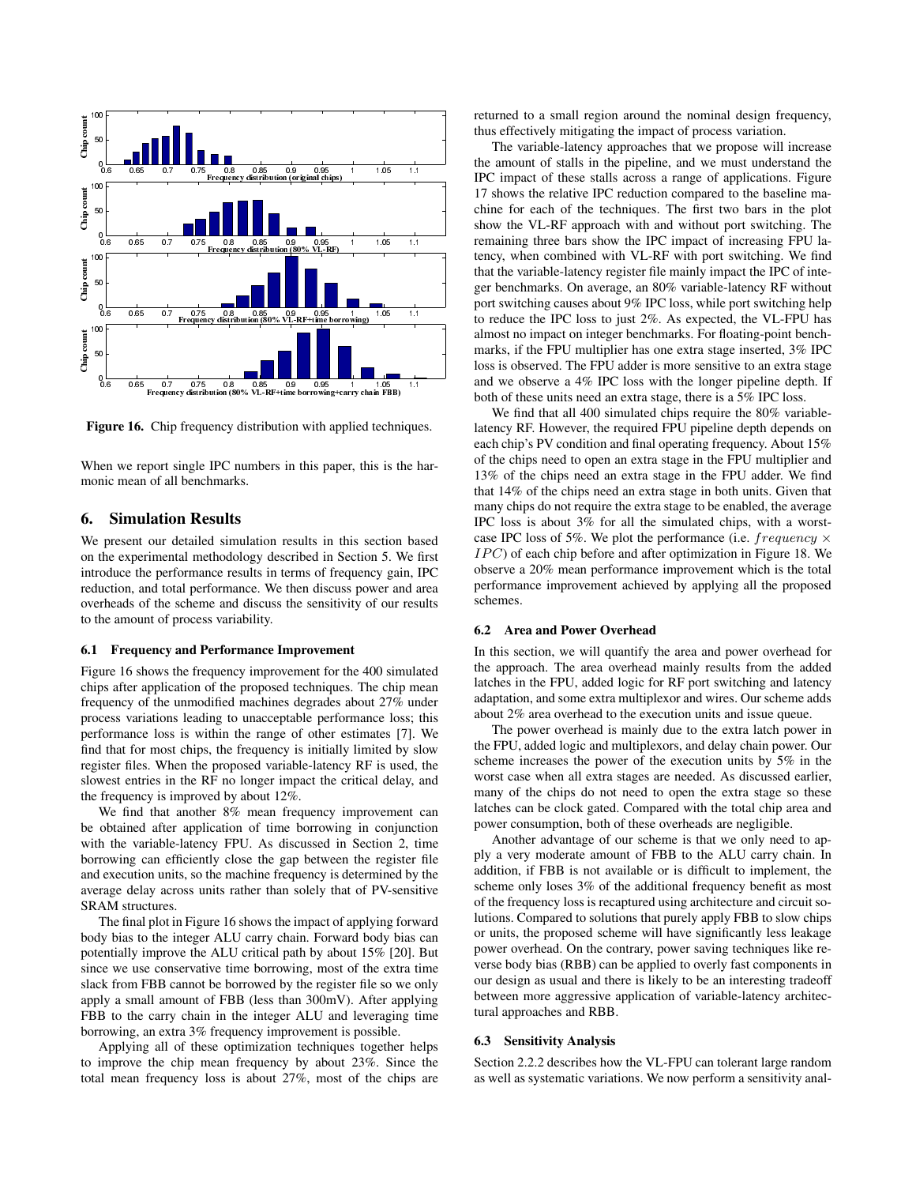Figure 16. Chip frequency distribution with applied techniques.

When we report single IPC numbers in this paper, this is the harmonic mean of all benchmarks.

## 6. Simulation Results

We present our detailed simulation results in this section based on the experimental methodology described in Section 5. We first introduce the performance results in terms of frequency gain, IPC reduction, and total performance. We then discuss power and area overheads of the scheme and discuss the sensitivity of our results to the amount of process variability.

### 6.1 Frequency and Performance Improvement

Figure 16 shows the frequency improvement for the 400 simulated chips after application of the proposed techniques. The chip mean frequency of the unmodified machines degrades about 27% under process variations leading to unacceptable performance loss; this performance loss is within the range of other estimates [7]. We find that for most chips, the frequency is initially limited by slow register files. When the proposed variable-latency RF is used, the slowest entries in the RF no longer impact the critical delay, and the frequency is improved by about 12%.

We find that another 8% mean frequency improvement can be obtained after application of time borrowing in conjunction with the variable-latency FPU. As discussed in Section 2, time borrowing can efficiently close the gap between the register file and execution units, so the machine frequency is determined by the average delay across units rather than solely that of PV-sensitive SRAM structures.

The final plot in Figure 16 shows the impact of applying forward body bias to the integer ALU carry chain. Forward body bias can potentially improve the ALU critical path by about 15% [20]. But since we use conservative time borrowing, most of the extra time slack from FBB cannot be borrowed by the register file so we only apply a small amount of FBB (less than 300mV). After applying FBB to the carry chain in the integer ALU and leveraging time borrowing, an extra 3% frequency improvement is possible.

Applying all of these optimization techniques together helps to improve the chip mean frequency by about 23%. Since the total mean frequency loss is about 27%, most of the chips are returned to a small region around the nominal design frequency, thus effectively mitigating the impact of process variation.

The variable-latency approaches that we propose will increase the amount of stalls in the pipeline, and we must understand the IPC impact of these stalls across a range of applications. Figure 17 shows the relative IPC reduction compared to the baseline machine for each of the techniques. The first two bars in the plot show the VL-RF approach with and without port switching. The remaining three bars show the IPC impact of increasing FPU latency, when combined with VL-RF with port switching. We find that the variable-latency register file mainly impact the IPC of integer benchmarks. On average, an 80% variable-latency RF without port switching causes about 9% IPC loss, while port switching help to reduce the IPC loss to just 2%. As expected, the VL-FPU has almost no impact on integer benchmarks. For floating-point benchmarks, if the FPU multiplier has one extra stage inserted, 3% IPC loss is observed. The FPU adder is more sensitive to an extra stage and we observe a 4% IPC loss with the longer pipeline depth. If both of these units need an extra stage, there is a 5% IPC loss.

We find that all 400 simulated chips require the 80% variable-latency RF. However, the required FPU pipeline depth depends on each chip's PV condition and final operating frequency. About 15% of the chips need to open an extra stage in the FPU multiplier and 13% of the chips need an extra stage in the FPU adder. We find that 14% of the chips need an extra stage in both units. Given that many chips do not require the extra stage to be enabled, the average IPC loss is about 3% for all the simulated chips, with a worst-case IPC loss of 5%. We plot the performance (i.e. $frequency \times IPC$) of each chip before and after optimization in Figure 18. We observe a 20% mean performance improvement which is the total performance improvement achieved by applying all the proposed schemes.

### 6.2 Area and Power Overhead

In this section, we will quantify the area and power overhead for the approach. The area overhead mainly results from the added latches in the FPU, added logic for RF port switching and latency adaptation, and some extra multiplexor and wires. Our scheme adds about 2% area overhead to the execution units and issue queue.

The power overhead is mainly due to the extra latch power in the FPU, added logic and multiplexors, and delay chain power. Our scheme increases the power of the execution units by 5% in the worst case when all extra stages are needed. As discussed earlier, many of the chips do not need to open the extra stage so these latches can be clock gated. Compared with the total chip area and power consumption, both of these overheads are negligible.

Another advantage of our scheme is that we only need to apply a very moderate amount of FBB to the ALU carry chain. In addition, if FBB is not available or is difficult to implement, the scheme only loses 3% of the additional frequency benefit as most of the frequency loss is recaptured using architecture and circuit solutions. Compared to solutions that purely apply FBB to slow chips or units, the proposed scheme will have significantly less leakage power overhead. On the contrary, power saving techniques like reverse body bias (RBB) can be applied to overly fast components in our design as usual and there is likely to be an interesting tradeoff between more aggressive application of variable-latency architectural approaches and RBB.

### 6.3 Sensitivity Analysis

Section 2.2.2 describes how the VL-FPU can tolerant large random as well as systematic variations. We now perform a sensitivity anal-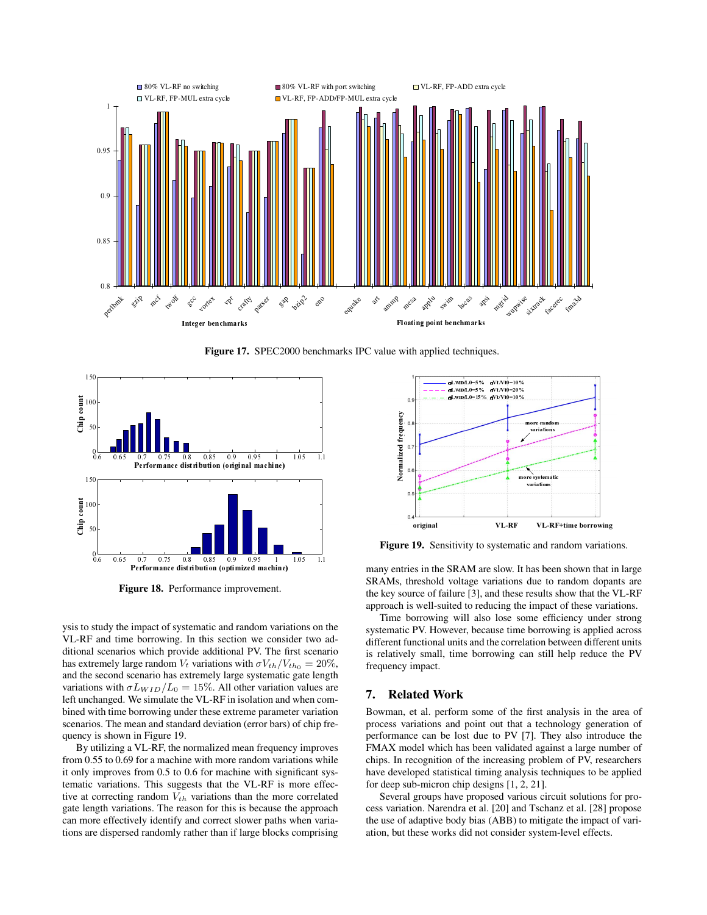Figure 17. SPEC2000 benchmarks IPC value with applied techniques.

Figure 18. Performance improvement.

Figure 19. Sensitivity to systematic and random variations.

ysis to study the impact of systematic and random variations on the VL-RF and time borrowing. In this section we consider two additional scenarios which provide additional PV. The first scenario has extremely large random $V_t$ variations with $\sigma V_{th}/V_{th_0} = 20\%$, and the second scenario has extremely large systematic gate length variations with $\sigma L_{WID}/L_0 = 15\%$. All other variation values are left unchanged. We simulate the VL-RF in isolation and when combined with time borrowing under these extreme parameter variation scenarios. The mean and standard deviation (error bars) of chip frequency is shown in Figure 19.

By utilizing a VL-RF, the normalized mean frequency improves from 0.55 to 0.69 for a machine with more random variations while it only improves from 0.5 to 0.6 for machine with significant systematic variations. This suggests that the VL-RF is more effective at correcting random $V_{th}$ variations than the more correlated gate length variations. The reason for this is because the approach can more effectively identify and correct slower paths when variations are dispersed randomly rather than if large blocks comprising many entries in the SRAM are slow. It has been shown that in large SRAMs, threshold voltage variations due to random dopants are the key source of failure [3], and these results show that the VL-RF approach is well-suited to reducing the impact of these variations.

Time borrowing will also lose some efficiency under strong systematic PV. However, because time borrowing is applied across different functional units and the correlation between different units is relatively small, time borrowing can still help reduce the PV frequency impact.

## 7. Related Work

Bowman, et al. perform some of the first analysis in the area of process variations and point out that a technology generation of performance can be lost due to PV [7]. They also introduce the FMAX model which has been validated against a large number of chips. In recognition of the increasing problem of PV, researchers have developed statistical timing analysis techniques to be applied for deep sub-micron chip designs [1, 2, 21].

Several groups have proposed various circuit solutions for process variation. Narendra et al. [20] and Tschanz et al. [28] propose the use of adaptive body bias (ABB) to mitigate the impact of variation, but these works did not consider system-level effects.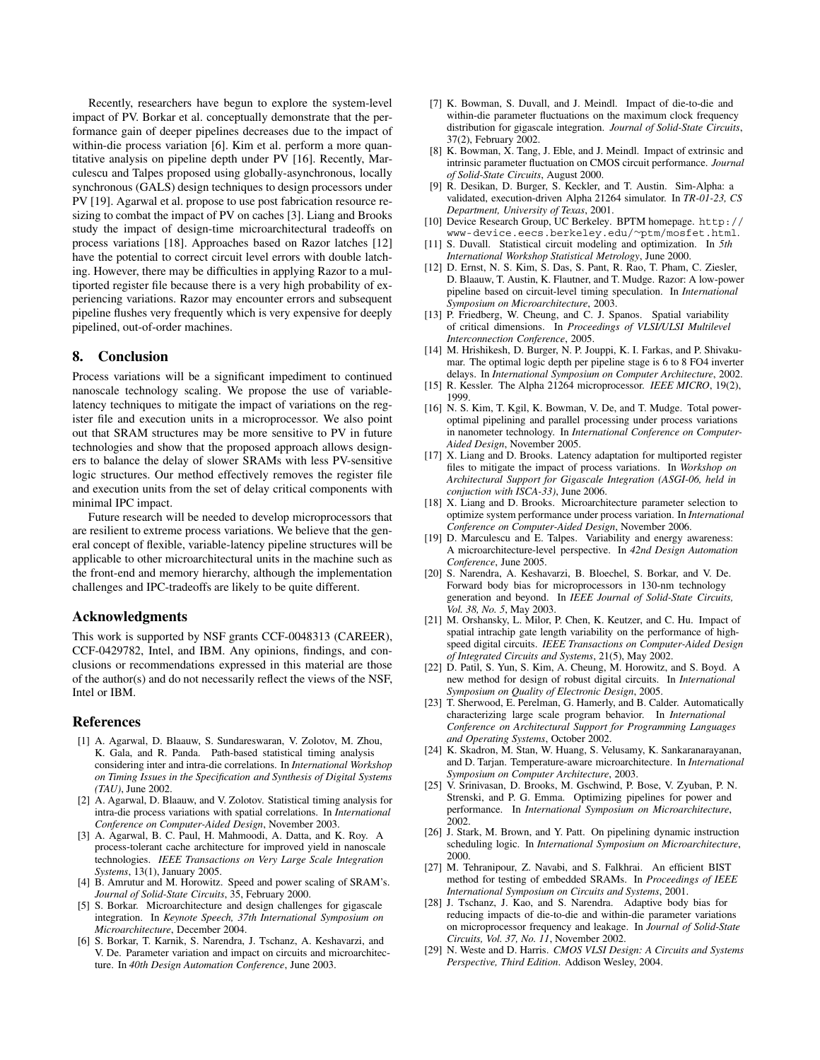Recently, researchers have begun to explore the system-level impact of PV. Borkar et al. conceptually demonstrate that the performance gain of deeper pipelines decreases due to the impact of within-die process variation [6]. Kim et al. perform a more quantitative analysis on pipeline depth under PV [16]. Recently, Marculescu and Talpes proposed using globally-asynchronous, locally synchronous (GALS) design techniques to design processors under PV [19]. Agarwal et al. propose to use post fabrication resource resizing to combat the impact of PV on caches [3]. Liang and Brooks study the impact of design-time microarchitectural tradeoffs on process variations [18]. Approaches based on Razor latches [12] have the potential to correct circuit level errors with double latching. However, there may be difficulties in applying Razor to a multiported register file because there is a very high probability of experiencing variations. Razor may encounter errors and subsequent pipeline flushes very frequently which is very expensive for deeply pipelined, out-of-order machines.

## 8. Conclusion

Process variations will be a significant impediment to continued nanoscale technology scaling. We propose the use of variable-latency techniques to mitigate the impact of variations on the register file and execution units in a microprocessor. We also point out that SRAM structures may be more sensitive to PV in future technologies and show that the proposed approach allows designers to balance the delay of slower SRAMs with less PV-sensitive logic structures. Our method effectively removes the register file and execution units from the set of delay critical components with minimal IPC impact.

Future research will be needed to develop microprocessors that are resilient to extreme process variations. We believe that the general concept of flexible, variable-latency pipeline structures will be applicable to other microarchitectural units in the machine such as the front-end and memory hierarchy, although the implementation challenges and IPC-tradeoffs are likely to be quite different.

## Acknowledgments

This work is supported by NSF grants CCF-0048313 (CAREER), CCF-0429782, Intel, and IBM. Any opinions, findings, and conclusions or recommendations expressed in this material are those of the author(s) and do not necessarily reflect the views of the NSF, Intel or IBM.

## References

[1] A. Agarwal, D. Blaauw, S. Sundareswaran, V. Zolotov, M. Zhou, K. Gala, and R. Panda. Path-based statistical timing analysis considering inter and intra-die correlations. In *International Workshop on Timing Issues in the Specification and Synthesis of Digital Systems (TAU)*, June 2002.

[2] A. Agarwal, D. Blaauw, and V. Zolotov. Statistical timing analysis for intra-die process variations with spatial correlations. In *International Conference on Computer-Aided Design*, November 2003.

[3] A. Agarwal, B. C. Paul, H. Mahmoodi, A. Datta, and K. Roy. A process-tolerant cache architecture for improved yield in nanoscale technologies. *IEEE Transactions on Very Large Scale Integration Systems*, 13(1), January 2005.

[4] B. Amrutur and M. Horowitz. Speed and power scaling of SRAM's. *Journal of Solid-State Circuits*, 35, February 2000.

[5] S. Borkar. Microarchitecture and design challenges for gigascale integration. In *Keynote Speech, 37th International Symposium on Microarchitecture*, December 2004.

[6] S. Borkar, T. Karnik, S. Narendra, J. Tschanz, A. Keshavarzi, and V. De. Parameter variation and impact on circuits and microarchitecture. In *40th Design Automation Conference*, June 2003.

[7] K. Bowman, S. Duvall, and J. Meindl. Impact of die-to-die and within-die parameter fluctuations on the maximum clock frequency distribution for gigascale integration. *Journal of Solid-State Circuits*, 37(2), February 2002.

[8] K. Bowman, X. Tang, J. Eble, and J. Meindl. Impact of extrinsic and intrinsic parameter fluctuation on CMOS circuit performance. *Journal of Solid-State Circuits*, August 2000.

[9] R. Desikan, D. Burger, S. Keckler, and T. Austin. Sim-Alpha: a validated, execution-driven Alpha 21264 simulator. In *TR-01-23, CS Department, University of Texas*, 2001.

[10] Device Research Group, UC Berkeley. BPTM homepage. http://www-device.eecs.berkeley.edu/~ptm/mosfet.html.

[11] S. Duvall. Statistical circuit modeling and optimization. In *5th International Workshop Statistical Metrology*, June 2000.

[12] D. Ernst, N. S. Kim, S. Das, S. Pant, R. Rao, T. Pham, C. Ziesler, D. Blaauw, T. Austin, K. Flautner, and T. Mudge. Razor: A low-power pipeline based on circuit-level timing speculation. In *International Symposium on Microarchitecture*, 2003.

[13] P. Friedberg, W. Cheung, and C. J. Spanos. Spatial variability of critical dimensions. In *Proceedings of VLSI/ULSI Multilevel Interconnection Conference*, 2005.

[14] M. Hrishikesh, D. Burger, N. P. Jouppi, K. I. Farkas, and P. Shivakumar. The optimal logic depth per pipeline stage is 6 to 8 FO4 inverter delays. In *International Symposium on Computer Architecture*, 2002.

[15] R. Kessler. The Alpha 21264 microprocessor. *IEEE MICRO*, 19(2), 1999.

[16] N. S. Kim, T. Kgil, K. Bowman, V. De, and T. Mudge. Total power-optimal pipelining and parallel processing under process variations in nanometer technology. In *International Conference on Computer-Aided Design*, November 2005.

[17] X. Liang and D. Brooks. Latency adaptation for multiported register files to mitigate the impact of process variations. In *Workshop on Architectural Support for Gigascale Integration (ASGI-06, held in conjuction with ISCA-33)*, June 2006.

[18] X. Liang and D. Brooks. Microarchitecture parameter selection to optimize system performance under process variation. In *International Conference on Computer-Aided Design*, November 2006.

[19] D. Marculescu and E. Talpes. Variability and energy awareness: A microarchitecture-level perspective. In *42nd Design Automation Conference*, June 2005.

[20] S. Narendra, A. Keshavarzi, B. Bloechel, S. Borkar, and V. De. Forward body bias for microprocessors in 130-nm technology generation and beyond. In *IEEE Journal of Solid-State Circuits, Vol. 38, No. 5*, May 2003.

[21] M. Orshansky, L. Milor, P. Chen, K. Keutzer, and C. Hu. Impact of spatial intrachip gate length variability on the performance of high-speed digital circuits. *IEEE Transactions on Computer-Aided Design of Integrated Circuits and Systems*, 21(5), May 2002.

[22] D. Patil, S. Yun, S. Kim, A. Cheung, M. Horowitz, and S. Boyd. A new method for design of robust digital circuits. In *International Symposium on Quality of Electronic Design*, 2005.

[23] T. Sherwood, E. Perelman, G. Hamerly, and B. Calder. Automatically characterizing large scale program behavior. In *International Conference on Architectural Support for Programming Languages and Operating Systems*, October 2002.

[24] K. Skadron, M. Stan, W. Huang, S. Velusamy, K. Sankaranarayanan, and D. Tarjan. Temperature-aware microarchitecture. In *International Symposium on Computer Architecture*, 2003.

[25] V. Srinivasan, D. Brooks, M. Gschwind, P. Bose, V. Zyuban, P. N. Strenski, and P. G. Emma. Optimizing pipelines for power and performance. In *International Symposium on Microarchitecture*, 2002.

[26] J. Stark, M. Brown, and Y. Patt. On pipelining dynamic instruction scheduling logic. In *International Symposium on Microarchitecture*, 2000.

[27] M. Tehranipour, Z. Navabi, and S. Falkhrai. An efficient BIST method for testing of embedded SRAMs. In *Proceedings of IEEE International Symposium on Circuits and Systems*, 2001.

[28] J. Tschanz, J. Kao, and S. Narendra. Adaptive body bias for reducing impacts of die-to-die and within-die parameter variations on microprocessor frequency and leakage. In *Journal of Solid-State Circuits, Vol. 37, No. 11*, November 2002.

[29] N. Weste and D. Harris. *CMOS VLSI Design: A Circuits and Systems Perspective, Third Edition*. Addison Wesley, 2004.